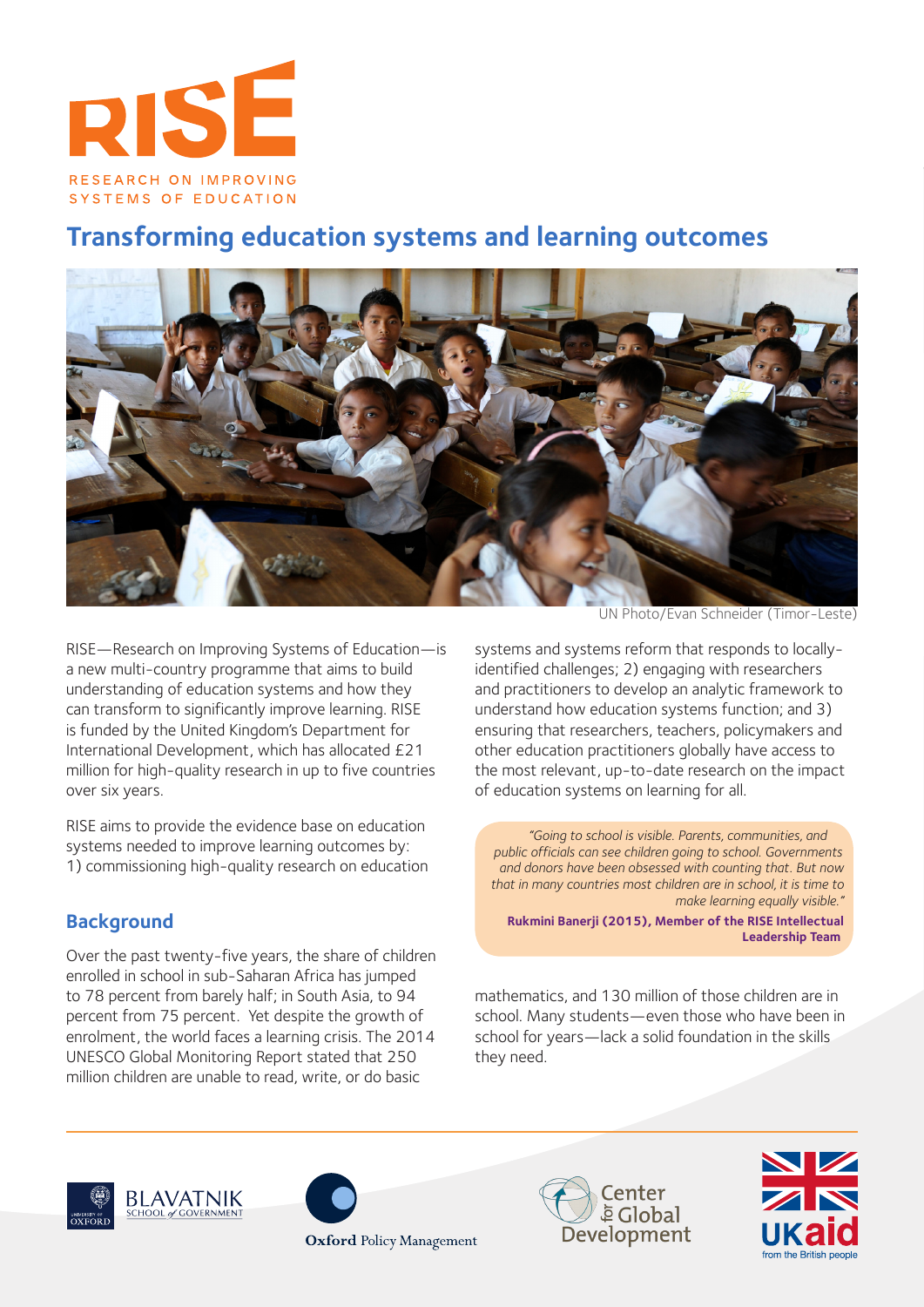# RISE

RESEARCH ON IMPROVING SYSTEMS OF EDUCATION

## Transforming education systems and learning outcomes

UN Photo/Evan Schneider (Timor-Leste)

RISE—Research on Improving Systems of Education—is a new multi-country programme that aims to build understanding of education systems and how they can transform to significantly improve learning. RISE is funded by the United Kingdom's Department for International Development, which has allocated £21 million for high-quality research in up to five countries over six years.

RISE aims to provide the evidence base on education systems needed to improve learning outcomes by: 1) commissioning high-quality research on education systems and systems reform that responds to locally-identified challenges; 2) engaging with researchers and practitioners to develop an analytic framework to understand how education systems function; and 3) ensuring that researchers, teachers, policymakers and other education practitioners globally have access to the most relevant, up-to-date research on the impact of education systems on learning for all.

> *"Going to school is visible. Parents, communities, and public officials can see children going to school. Governments and donors have been obsessed with counting that. But now that in many countries most children are in school, it is time to make learning equally visible."*
>
> **Rukmini Banerji (2015), Member of the RISE Intellectual Leadership Team**

### Background

Over the past twenty-five years, the share of children enrolled in school in sub-Saharan Africa has jumped to 78 percent from barely half; in South Asia, to 94 percent from 75 percent. Yet despite the growth of enrolment, the world faces a learning crisis. The 2014 UNESCO Global Monitoring Report stated that 250 million children are unable to read, write, or do basic mathematics, and 130 million of those children are in school. Many students—even those who have been in school for years—lack a solid foundation in the skills they need.

UNIVERSITY OF OXFORD BLAVATNIK SCHOOL of GOVERNMENT

Oxford Policy Management

Center for Global Development

UKaid from the British people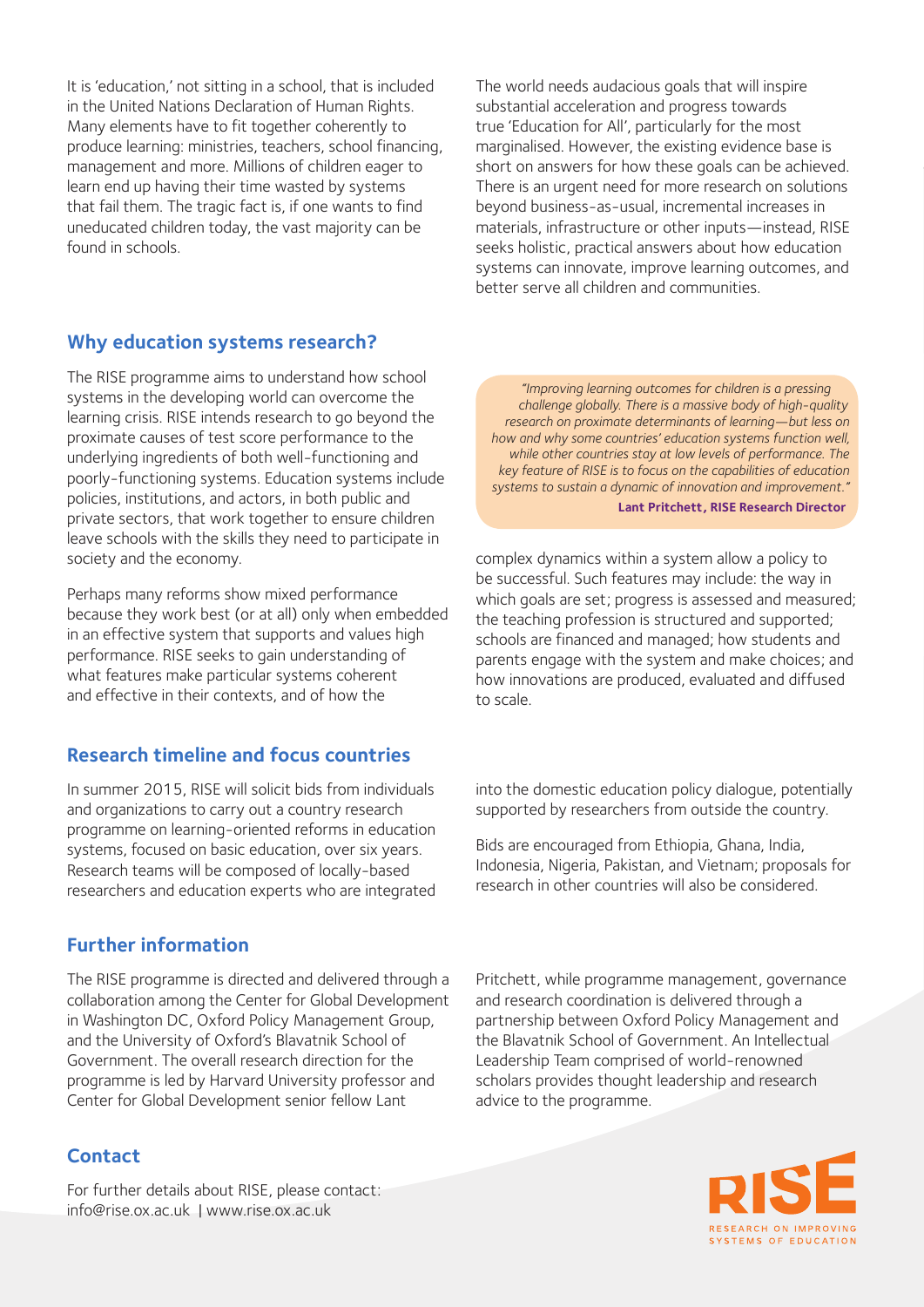It is 'education,' not sitting in a school, that is included in the United Nations Declaration of Human Rights. Many elements have to fit together coherently to produce learning: ministries, teachers, school financing, management and more. Millions of children eager to learn end up having their time wasted by systems that fail them. The tragic fact is, if one wants to find uneducated children today, the vast majority can be found in schools.

The world needs audacious goals that will inspire substantial acceleration and progress towards true 'Education for All', particularly for the most marginalised. However, the existing evidence base is short on answers for how these goals can be achieved. There is an urgent need for more research on solutions beyond business-as-usual, incremental increases in materials, infrastructure or other inputs—instead, RISE seeks holistic, practical answers about how education systems can innovate, improve learning outcomes, and better serve all children and communities.

## Why education systems research?

The RISE programme aims to understand how school systems in the developing world can overcome the learning crisis. RISE intends research to go beyond the proximate causes of test score performance to the underlying ingredients of both well-functioning and poorly-functioning systems. Education systems include policies, institutions, and actors, in both public and private sectors, that work together to ensure children leave schools with the skills they need to participate in society and the economy.

Perhaps many reforms show mixed performance because they work best (or at all) only when embedded in an effective system that supports and values high performance. RISE seeks to gain understanding of what features make particular systems coherent and effective in their contexts, and of how the complex dynamics within a system allow a policy to be successful. Such features may include: the way in which goals are set; progress is assessed and measured; the teaching profession is structured and supported; schools are financed and managed; how students and parents engage with the system and make choices; and how innovations are produced, evaluated and diffused to scale.

> *"Improving learning outcomes for children is a pressing challenge globally. There is a massive body of high-quality research on proximate determinants of learning—but less on how and why some countries' education systems function well, while other countries stay at low levels of performance. The key feature of RISE is to focus on the capabilities of education systems to sustain a dynamic of innovation and improvement."*
>
> **Lant Pritchett, RISE Research Director**

## Research timeline and focus countries

In summer 2015, RISE will solicit bids from individuals and organizations to carry out a country research programme on learning-oriented reforms in education systems, focused on basic education, over six years. Research teams will be composed of locally-based researchers and education experts who are integrated into the domestic education policy dialogue, potentially supported by researchers from outside the country.

Bids are encouraged from Ethiopia, Ghana, India, Indonesia, Nigeria, Pakistan, and Vietnam; proposals for research in other countries will also be considered.

## Further information

The RISE programme is directed and delivered through a collaboration among the Center for Global Development in Washington DC, Oxford Policy Management Group, and the University of Oxford's Blavatnik School of Government. The overall research direction for the programme is led by Harvard University professor and Center for Global Development senior fellow Lant Pritchett, while programme management, governance and research coordination is delivered through a partnership between Oxford Policy Management and the Blavatnik School of Government. An Intellectual Leadership Team comprised of world-renowned scholars provides thought leadership and research advice to the programme.

## Contact

For further details about RISE, please contact:
info@rise.ox.ac.uk | www.rise.ox.ac.uk

RISE
RESEARCH ON IMPROVING SYSTEMS OF EDUCATION